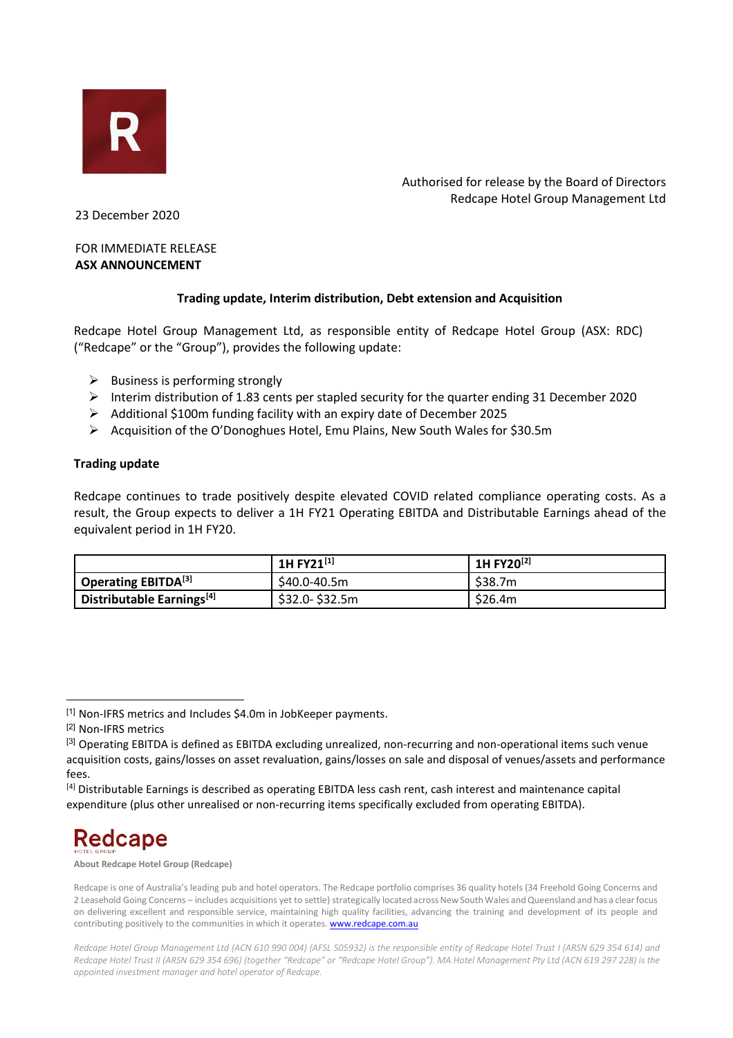Authorised for release by the Board of Directors
Redcape Hotel Group Management Ltd

23 December 2020

FOR IMMEDIATE RELEASE
**ASX ANNOUNCEMENT**

## Trading update, Interim distribution, Debt extension and Acquisition

Redcape Hotel Group Management Ltd, as responsible entity of Redcape Hotel Group (ASX: RDC) ("Redcape" or the "Group"), provides the following update:

- Business is performing strongly
- Interim distribution of 1.83 cents per stapled security for the quarter ending 31 December 2020
- Additional $100m funding facility with an expiry date of December 2025
- Acquisition of the O'Donoghues Hotel, Emu Plains, New South Wales for $30.5m

### Trading update

Redcape continues to trade positively despite elevated COVID related compliance operating costs. As a result, the Group expects to deliver a 1H FY21 Operating EBITDA and Distributable Earnings ahead of the equivalent period in 1H FY20.

| | **1H FY21[1]** | **1H FY20[2]** |
|---|---|---|
| **Operating EBITDA[3]** | $40.0-40.5m | $38.7m |
| **Distributable Earnings[4]** | $32.0- $32.5m | $26.4m |

[1] Non-IFRS metrics and Includes $4.0m in JobKeeper payments.

[2] Non-IFRS metrics

[3] Operating EBITDA is defined as EBITDA excluding unrealized, non-recurring and non-operational items such venue acquisition costs, gains/losses on asset revaluation, gains/losses on sale and disposal of venues/assets and performance fees.

[4] Distributable Earnings is described as operating EBITDA less cash rent, cash interest and maintenance capital expenditure (plus other unrealised or non-recurring items specifically excluded from operating EBITDA).

**About Redcape Hotel Group (Redcape)**

Redcape is one of Australia's leading pub and hotel operators. The Redcape portfolio comprises 36 quality hotels (34 Freehold Going Concerns and 2 Leasehold Going Concerns – includes acquisitions yet to settle) strategically located across New South Wales and Queensland and has a clear focus on delivering excellent and responsible service, maintaining high quality facilities, advancing the training and development of its people and contributing positively to the communities in which it operates. www.redcape.com.au

*Redcape Hotel Group Management Ltd (ACN 610 990 004) (AFSL 505932) is the responsible entity of Redcape Hotel Trust I (ARSN 629 354 614) and Redcape Hotel Trust II (ARSN 629 354 696) (together "Redcape" or "Redcape Hotel Group"). MA Hotel Management Pty Ltd (ACN 619 297 228) is the appointed investment manager and hotel operator of Redcape.*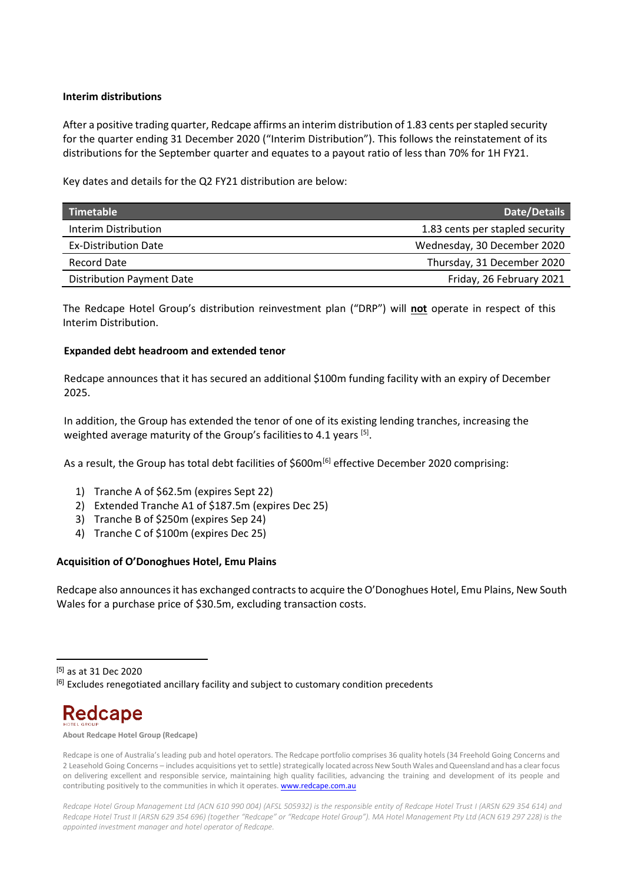**Interim distributions**

After a positive trading quarter, Redcape affirms an interim distribution of 1.83 cents per stapled security for the quarter ending 31 December 2020 ("Interim Distribution"). This follows the reinstatement of its distributions for the September quarter and equates to a payout ratio of less than 70% for 1H FY21.

Key dates and details for the Q2 FY21 distribution are below:

| Timetable | Date/Details |
|---|---|
| Interim Distribution | 1.83 cents per stapled security |
| Ex-Distribution Date | Wednesday, 30 December 2020 |
| Record Date | Thursday, 31 December 2020 |
| Distribution Payment Date | Friday, 26 February 2021 |

The Redcape Hotel Group's distribution reinvestment plan ("DRP") will **not** operate in respect of this Interim Distribution.

**Expanded debt headroom and extended tenor**

Redcape announces that it has secured an additional $100m funding facility with an expiry of December 2025.

In addition, the Group has extended the tenor of one of its existing lending tranches, increasing the weighted average maturity of the Group's facilities to 4.1 years [5].

As a result, the Group has total debt facilities of $600m[6] effective December 2020 comprising:

1) Tranche A of $62.5m (expires Sept 22)
2) Extended Tranche A1 of $187.5m (expires Dec 25)
3) Tranche B of $250m (expires Sep 24)
4) Tranche C of $100m (expires Dec 25)

**Acquisition of O'Donoghues Hotel, Emu Plains**

Redcape also announces it has exchanged contracts to acquire the O'Donoghues Hotel, Emu Plains, New South Wales for a purchase price of $30.5m, excluding transaction costs.

---

[5] as at 31 Dec 2020

[6] Excludes renegotiated ancillary facility and subject to customary condition precedents

**Redcape** HOTEL GROUP

**About Redcape Hotel Group (Redcape)**

Redcape is one of Australia's leading pub and hotel operators. The Redcape portfolio comprises 36 quality hotels (34 Freehold Going Concerns and 2 Leasehold Going Concerns – includes acquisitions yet to settle) strategically located across New South Wales and Queensland and has a clear focus on delivering excellent and responsible service, maintaining high quality facilities, advancing the training and development of its people and contributing positively to the communities in which it operates. www.redcape.com.au

*Redcape Hotel Group Management Ltd (ACN 610 990 004) (AFSL 505932) is the responsible entity of Redcape Hotel Trust I (ARSN 629 354 614) and Redcape Hotel Trust II (ARSN 629 354 696) (together "Redcape" or "Redcape Hotel Group"). MA Hotel Management Pty Ltd (ACN 619 297 228) is the appointed investment manager and hotel operator of Redcape.*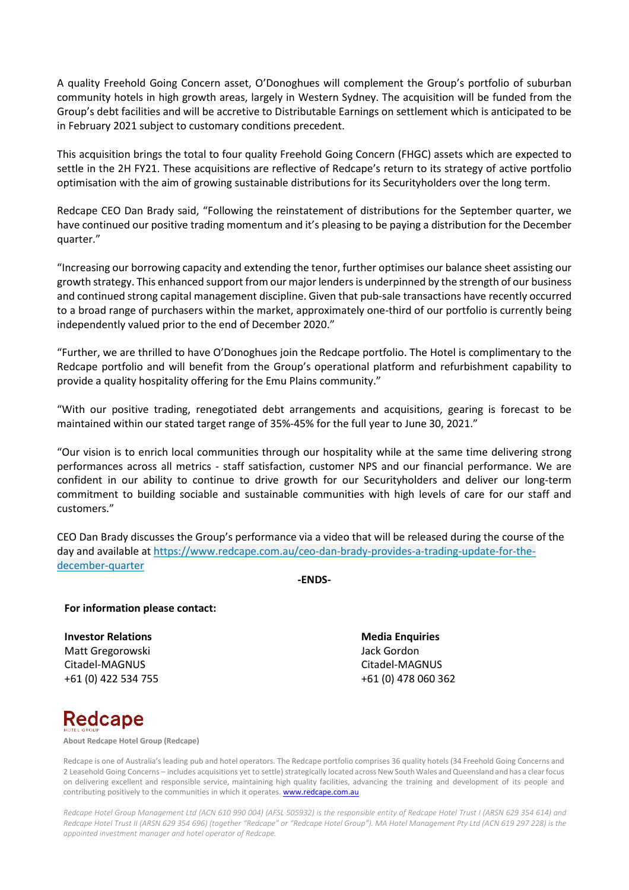A quality Freehold Going Concern asset, O'Donoghues will complement the Group's portfolio of suburban community hotels in high growth areas, largely in Western Sydney. The acquisition will be funded from the Group's debt facilities and will be accretive to Distributable Earnings on settlement which is anticipated to be in February 2021 subject to customary conditions precedent.

This acquisition brings the total to four quality Freehold Going Concern (FHGC) assets which are expected to settle in the 2H FY21. These acquisitions are reflective of Redcape's return to its strategy of active portfolio optimisation with the aim of growing sustainable distributions for its Securityholders over the long term.

Redcape CEO Dan Brady said, "Following the reinstatement of distributions for the September quarter, we have continued our positive trading momentum and it's pleasing to be paying a distribution for the December quarter."

"Increasing our borrowing capacity and extending the tenor, further optimises our balance sheet assisting our growth strategy. This enhanced support from our major lenders is underpinned by the strength of our business and continued strong capital management discipline. Given that pub-sale transactions have recently occurred to a broad range of purchasers within the market, approximately one-third of our portfolio is currently being independently valued prior to the end of December 2020."

"Further, we are thrilled to have O'Donoghues join the Redcape portfolio. The Hotel is complimentary to the Redcape portfolio and will benefit from the Group's operational platform and refurbishment capability to provide a quality hospitality offering for the Emu Plains community."

"With our positive trading, renegotiated debt arrangements and acquisitions, gearing is forecast to be maintained within our stated target range of 35%-45% for the full year to June 30, 2021."

"Our vision is to enrich local communities through our hospitality while at the same time delivering strong performances across all metrics - staff satisfaction, customer NPS and our financial performance. We are confident in our ability to continue to drive growth for our Securityholders and deliver our long-term commitment to building sociable and sustainable communities with high levels of care for our staff and customers."

CEO Dan Brady discusses the Group's performance via a video that will be released during the course of the day and available at [https://www.redcape.com.au/ceo-dan-brady-provides-a-trading-update-for-the-december-quarter](https://www.redcape.com.au/ceo-dan-brady-provides-a-trading-update-for-the-december-quarter)

**-ENDS-**

**For information please contact:**

**Investor Relations**
Matt Gregorowski
Citadel-MAGNUS
+61 (0) 422 534 755

**Media Enquiries**
Jack Gordon
Citadel-MAGNUS
+61 (0) 478 060 362

Redcape
HOTEL GROUP

**About Redcape Hotel Group (Redcape)**

Redcape is one of Australia's leading pub and hotel operators. The Redcape portfolio comprises 36 quality hotels (34 Freehold Going Concerns and 2 Leasehold Going Concerns – includes acquisitions yet to settle) strategically located across New South Wales and Queensland and has a clear focus on delivering excellent and responsible service, maintaining high quality facilities, advancing the training and development of its people and contributing positively to the communities in which it operates. [www.redcape.com.au](http://www.redcape.com.au)

*Redcape Hotel Group Management Ltd (ACN 610 990 004) (AFSL 505932) is the responsible entity of Redcape Hotel Trust I (ARSN 629 354 614) and Redcape Hotel Trust II (ARSN 629 354 696) (together "Redcape" or "Redcape Hotel Group"). MA Hotel Management Pty Ltd (ACN 619 297 228) is the appointed investment manager and hotel operator of Redcape.*